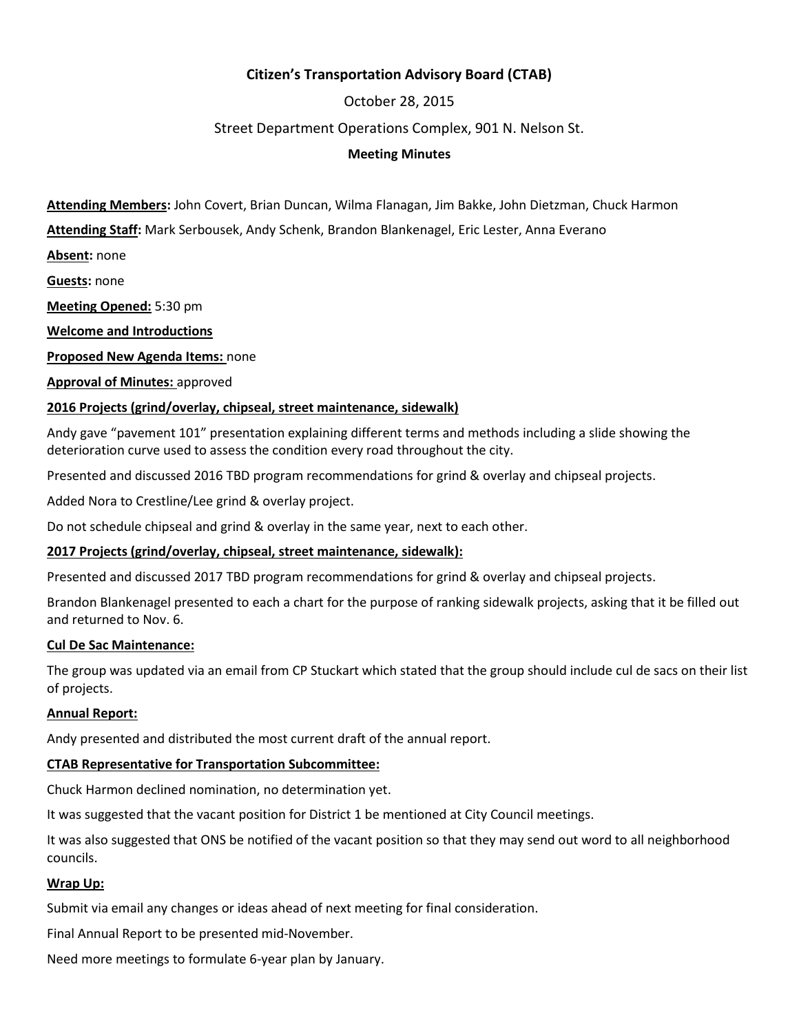**Citizen's Transportation Advisory Board (CTAB)**

October 28, 2015

Street Department Operations Complex, 901 N. Nelson St.

**Meeting Minutes**

**Attending Members:** John Covert, Brian Duncan, Wilma Flanagan, Jim Bakke, John Dietzman, Chuck Harmon

**Attending Staff:** Mark Serbousek, Andy Schenk, Brandon Blankenagel, Eric Lester, Anna Everano

**Absent:** none

**Guests:** none

**Meeting Opened:** 5:30 pm

**Welcome and Introductions**

**Proposed New Agenda Items:** none

**Approval of Minutes:** approved

**2016 Projects (grind/overlay, chipseal, street maintenance, sidewalk)**

Andy gave "pavement 101" presentation explaining different terms and methods including a slide showing the deterioration curve used to assess the condition every road throughout the city.

Presented and discussed 2016 TBD program recommendations for grind & overlay and chipseal projects.

Added Nora to Crestline/Lee grind & overlay project.

Do not schedule chipseal and grind & overlay in the same year, next to each other.

**2017 Projects (grind/overlay, chipseal, street maintenance, sidewalk):**

Presented and discussed 2017 TBD program recommendations for grind & overlay and chipseal projects.

Brandon Blankenagel presented to each a chart for the purpose of ranking sidewalk projects, asking that it be filled out and returned to Nov. 6.

**Cul De Sac Maintenance:**

The group was updated via an email from CP Stuckart which stated that the group should include cul de sacs on their list of projects.

**Annual Report:**

Andy presented and distributed the most current draft of the annual report.

**CTAB Representative for Transportation Subcommittee:**

Chuck Harmon declined nomination, no determination yet.

It was suggested that the vacant position for District 1 be mentioned at City Council meetings.

It was also suggested that ONS be notified of the vacant position so that they may send out word to all neighborhood councils.

**Wrap Up:**

Submit via email any changes or ideas ahead of next meeting for final consideration.

Final Annual Report to be presented mid-November.

Need more meetings to formulate 6-year plan by January.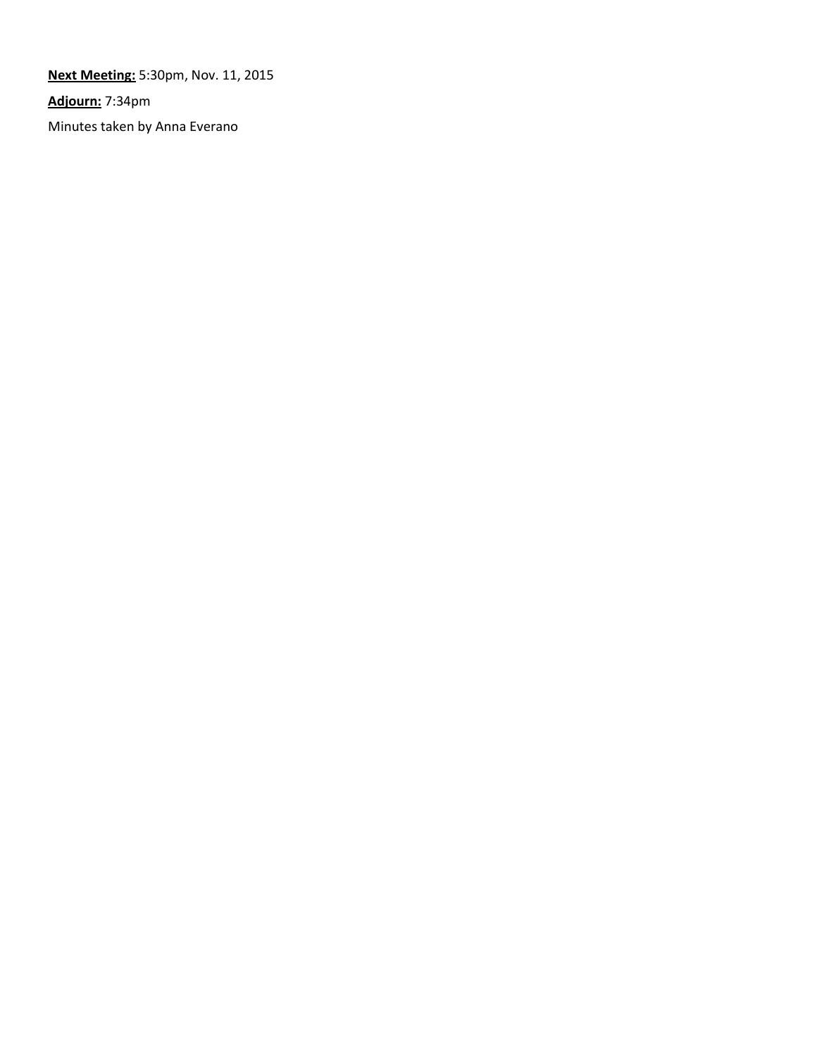**<u>Next Meeting:</u>** 5:30pm, Nov. 11, 2015

**<u>Adjourn:</u>** 7:34pm

Minutes taken by Anna Everano